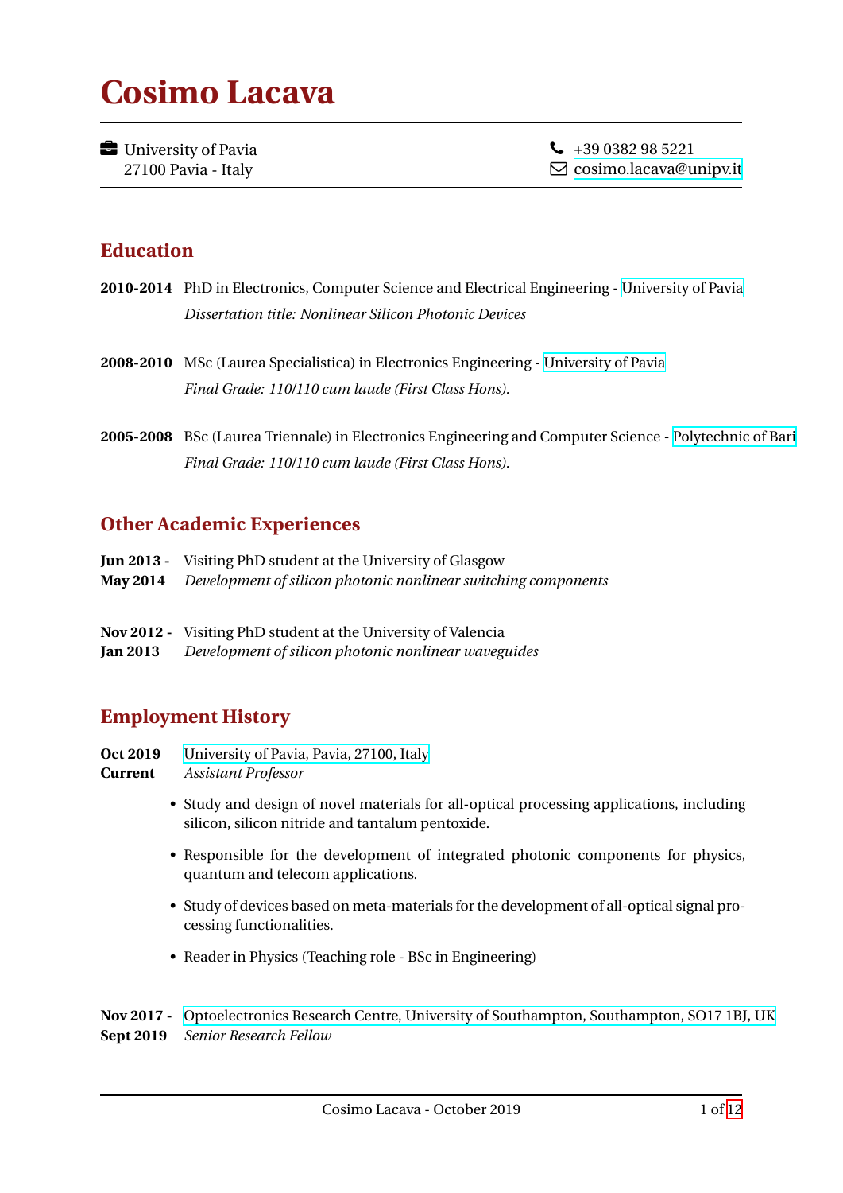# Cosimo Lacava

University of Pavia
27100 Pavia - Italy

+39 0382 98 5221
cosimo.lacava@unipv.it

## Education

**2010-2014** PhD in Electronics, Computer Science and Electrical Engineering - University of Pavia
*Dissertation title: Nonlinear Silicon Photonic Devices*

**2008-2010** MSc (Laurea Specialistica) in Electronics Engineering - University of Pavia
*Final Grade: 110/110 cum laude (First Class Hons).*

**2005-2008** BSc (Laurea Triennale) in Electronics Engineering and Computer Science - Polytechnic of Bari
*Final Grade: 110/110 cum laude (First Class Hons).*

## Other Academic Experiences

**Jun 2013 - May 2014** Visiting PhD student at the University of Glasgow
*Development of silicon photonic nonlinear switching components*

**Nov 2012 - Jan 2013** Visiting PhD student at the University of Valencia
*Development of silicon photonic nonlinear waveguides*

## Employment History

**Oct 2019 Current** University of Pavia, Pavia, 27100, Italy
*Assistant Professor*

- Study and design of novel materials for all-optical processing applications, including silicon, silicon nitride and tantalum pentoxide.
- Responsible for the development of integrated photonic components for physics, quantum and telecom applications.
- Study of devices based on meta-materials for the development of all-optical signal processing functionalities.
- Reader in Physics (Teaching role - BSc in Engineering)

**Nov 2017 - Sept 2019** Optoelectronics Research Centre, University of Southampton, Southampton, SO17 1BJ, UK
*Senior Research Fellow*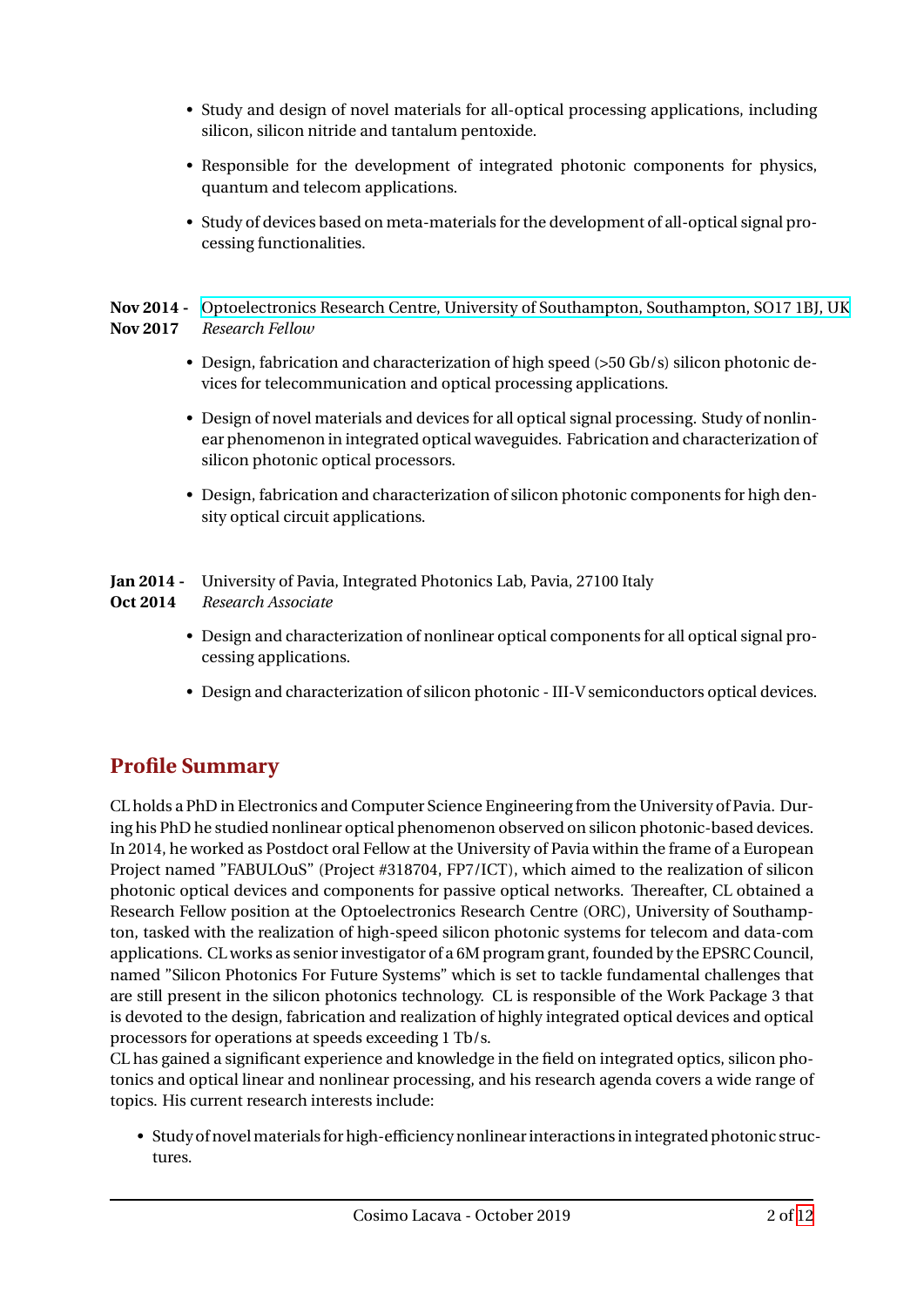- Study and design of novel materials for all-optical processing applications, including silicon, silicon nitride and tantalum pentoxide.
- Responsible for the development of integrated photonic components for physics, quantum and telecom applications.
- Study of devices based on meta-materials for the development of all-optical signal processing functionalities.

**Nov 2014 - Nov 2017** Optoelectronics Research Centre, University of Southampton, Southampton, SO17 1BJ, UK
*Research Fellow*

- Design, fabrication and characterization of high speed (>50 Gb/s) silicon photonic devices for telecommunication and optical processing applications.
- Design of novel materials and devices for all optical signal processing. Study of nonlinear phenomenon in integrated optical waveguides. Fabrication and characterization of silicon photonic optical processors.
- Design, fabrication and characterization of silicon photonic components for high density optical circuit applications.

**Jan 2014 - Oct 2014** University of Pavia, Integrated Photonics Lab, Pavia, 27100 Italy
*Research Associate*

- Design and characterization of nonlinear optical components for all optical signal processing applications.
- Design and characterization of silicon photonic - III-V semiconductors optical devices.

## Profile Summary

CL holds a PhD in Electronics and Computer Science Engineering from the University of Pavia. During his PhD he studied nonlinear optical phenomenon observed on silicon photonic-based devices. In 2014, he worked as Postdoct oral Fellow at the University of Pavia within the frame of a European Project named "FABULOuS" (Project #318704, FP7/ICT), which aimed to the realization of silicon photonic optical devices and components for passive optical networks. Thereafter, CL obtained a Research Fellow position at the Optoelectronics Research Centre (ORC), University of Southampton, tasked with the realization of high-speed silicon photonic systems for telecom and data-com applications. CL works as senior investigator of a 6M program grant, founded by the EPSRC Council, named "Silicon Photonics For Future Systems" which is set to tackle fundamental challenges that are still present in the silicon photonics technology. CL is responsible of the Work Package 3 that is devoted to the design, fabrication and realization of highly integrated optical devices and optical processors for operations at speeds exceeding 1 Tb/s.
CL has gained a significant experience and knowledge in the field on integrated optics, silicon photonics and optical linear and nonlinear processing, and his research agenda covers a wide range of topics. His current research interests include:

- Study of novel materials for high-efficiency nonlinear interactions in integrated photonic structures.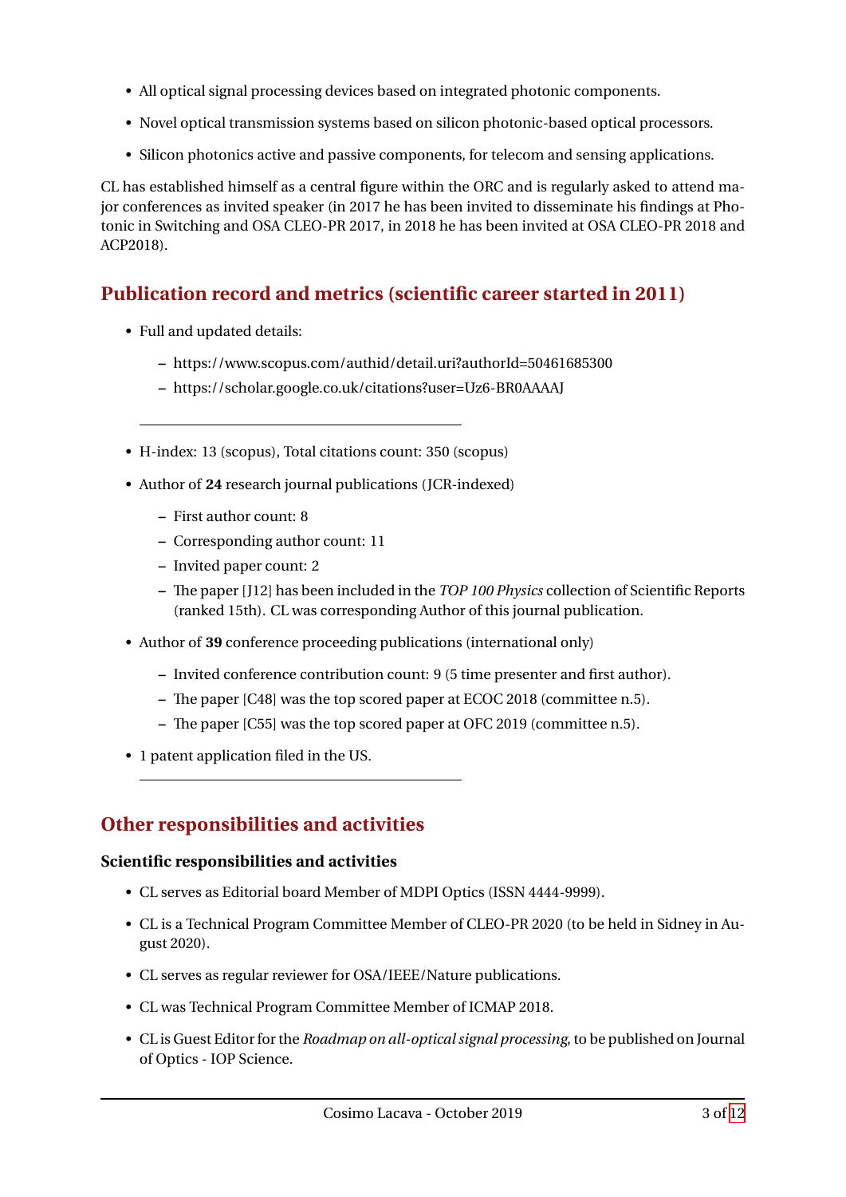- All optical signal processing devices based on integrated photonic components.
- Novel optical transmission systems based on silicon photonic-based optical processors.
- Silicon photonics active and passive components, for telecom and sensing applications.

CL has established himself as a central figure within the ORC and is regularly asked to attend major conferences as invited speaker (in 2017 he has been invited to disseminate his findings at Photonic in Switching and OSA CLEO-PR 2017, in 2018 he has been invited at OSA CLEO-PR 2018 and ACP2018).

## Publication record and metrics (scientific career started in 2011)

- Full and updated details:
  - https://www.scopus.com/authid/detail.uri?authorId=50461685300
  - https://scholar.google.co.uk/citations?user=Uz6-BR0AAAAJ

---

- H-index: 13 (scopus), Total citations count: 350 (scopus)
- Author of **24** research journal publications (JCR-indexed)
  - First author count: 8
  - Corresponding author count: 11
  - Invited paper count: 2
  - The paper [J12] has been included in the *TOP 100 Physics* collection of Scientific Reports (ranked 15th). CL was corresponding Author of this journal publication.
- Author of **39** conference proceeding publications (international only)
  - Invited conference contribution count: 9 (5 time presenter and first author).
  - The paper [C48] was the top scored paper at ECOC 2018 (committee n.5).
  - The paper [C55] was the top scored paper at OFC 2019 (committee n.5).
- 1 patent application filed in the US.

---

## Other responsibilities and activities

### Scientific responsibilities and activities

- CL serves as Editorial board Member of MDPI Optics (ISSN 4444-9999).
- CL is a Technical Program Committee Member of CLEO-PR 2020 (to be held in Sidney in August 2020).
- CL serves as regular reviewer for OSA/IEEE/Nature publications.
- CL was Technical Program Committee Member of ICMAP 2018.
- CL is Guest Editor for the *Roadmap on all-optical signal processing*, to be published on Journal of Optics - IOP Science.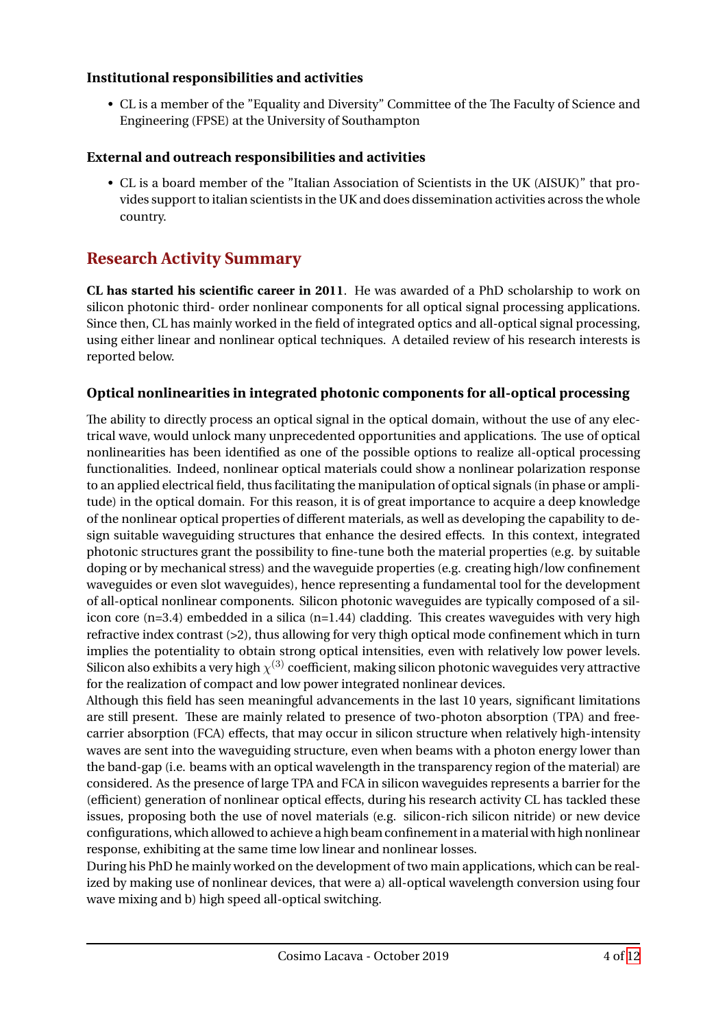#### Institutional responsibilities and activities

- CL is a member of the "Equality and Diversity" Committee of the The Faculty of Science and Engineering (FPSE) at the University of Southampton

#### External and outreach responsibilities and activities

- CL is a board member of the "Italian Association of Scientists in the UK (AISUK)" that provides support to italian scientists in the UK and does dissemination activities across the whole country.

## Research Activity Summary

**CL has started his scientific career in 2011**. He was awarded of a PhD scholarship to work on silicon photonic third- order nonlinear components for all optical signal processing applications. Since then, CL has mainly worked in the field of integrated optics and all-optical signal processing, using either linear and nonlinear optical techniques. A detailed review of his research interests is reported below.

#### Optical nonlinearities in integrated photonic components for all-optical processing

The ability to directly process an optical signal in the optical domain, without the use of any electrical wave, would unlock many unprecedented opportunities and applications. The use of optical nonlinearities has been identified as one of the possible options to realize all-optical processing functionalities. Indeed, nonlinear optical materials could show a nonlinear polarization response to an applied electrical field, thus facilitating the manipulation of optical signals (in phase or amplitude) in the optical domain. For this reason, it is of great importance to acquire a deep knowledge of the nonlinear optical properties of different materials, as well as developing the capability to design suitable waveguiding structures that enhance the desired effects. In this context, integrated photonic structures grant the possibility to fine-tune both the material properties (e.g. by suitable doping or by mechanical stress) and the waveguide properties (e.g. creating high/low confinement waveguides or even slot waveguides), hence representing a fundamental tool for the development of all-optical nonlinear components. Silicon photonic waveguides are typically composed of a silicon core (n=3.4) embedded in a silica (n=1.44) cladding. This creates waveguides with very high refractive index contrast (>2), thus allowing for very thigh optical mode confinement which in turn implies the potentiality to obtain strong optical intensities, even with relatively low power levels. Silicon also exhibits a very high $\chi^{(3)}$ coefficient, making silicon photonic waveguides very attractive for the realization of compact and low power integrated nonlinear devices.
Although this field has seen meaningful advancements in the last 10 years, significant limitations are still present. These are mainly related to presence of two-photon absorption (TPA) and free-carrier absorption (FCA) effects, that may occur in silicon structure when relatively high-intensity waves are sent into the waveguiding structure, even when beams with a photon energy lower than the band-gap (i.e. beams with an optical wavelength in the transparency region of the material) are considered. As the presence of large TPA and FCA in silicon waveguides represents a barrier for the (efficient) generation of nonlinear optical effects, during his research activity CL has tackled these issues, proposing both the use of novel materials (e.g. silicon-rich silicon nitride) or new device configurations, which allowed to achieve a high beam confinement in a material with high nonlinear response, exhibiting at the same time low linear and nonlinear losses.
During his PhD he mainly worked on the development of two main applications, which can be realized by making use of nonlinear devices, that were a) all-optical wavelength conversion using four wave mixing and b) high speed all-optical switching.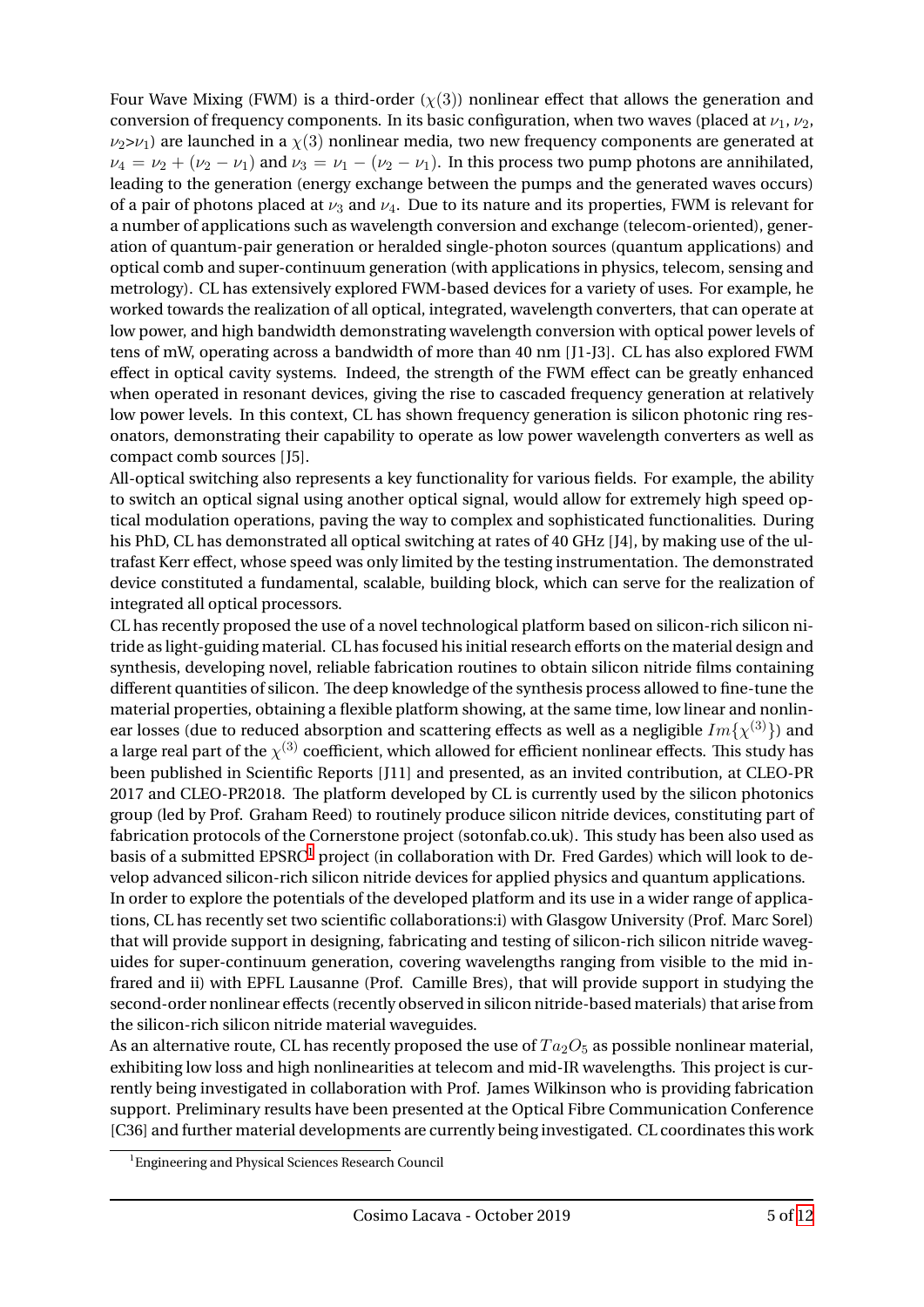Four Wave Mixing (FWM) is a third-order ($\chi(3)$) nonlinear effect that allows the generation and conversion of frequency components. In its basic configuration, when two waves (placed at $\nu_1$, $\nu_2$, $\nu_2$>$\nu_1$) are launched in a $\chi(3)$ nonlinear media, two new frequency components are generated at $\nu_4 = \nu_2 + (\nu_2 - \nu_1)$ and $\nu_3 = \nu_1 - (\nu_2 - \nu_1)$. In this process two pump photons are annihilated, leading to the generation (energy exchange between the pumps and the generated waves occurs) of a pair of photons placed at $\nu_3$ and $\nu_4$. Due to its nature and its properties, FWM is relevant for a number of applications such as wavelength conversion and exchange (telecom-oriented), generation of quantum-pair generation or heralded single-photon sources (quantum applications) and optical comb and super-continuum generation (with applications in physics, telecom, sensing and metrology). CL has extensively explored FWM-based devices for a variety of uses. For example, he worked towards the realization of all optical, integrated, wavelength converters, that can operate at low power, and high bandwidth demonstrating wavelength conversion with optical power levels of tens of mW, operating across a bandwidth of more than 40 nm [J1-J3]. CL has also explored FWM effect in optical cavity systems. Indeed, the strength of the FWM effect can be greatly enhanced when operated in resonant devices, giving the rise to cascaded frequency generation at relatively low power levels. In this context, CL has shown frequency generation is silicon photonic ring resonators, demonstrating their capability to operate as low power wavelength converters as well as compact comb sources [J5].

All-optical switching also represents a key functionality for various fields. For example, the ability to switch an optical signal using another optical signal, would allow for extremely high speed optical modulation operations, paving the way to complex and sophisticated functionalities. During his PhD, CL has demonstrated all optical switching at rates of 40 GHz [J4], by making use of the ultrafast Kerr effect, whose speed was only limited by the testing instrumentation. The demonstrated device constituted a fundamental, scalable, building block, which can serve for the realization of integrated all optical processors.

CL has recently proposed the use of a novel technological platform based on silicon-rich silicon nitride as light-guiding material. CL has focused his initial research efforts on the material design and synthesis, developing novel, reliable fabrication routines to obtain silicon nitride films containing different quantities of silicon. The deep knowledge of the synthesis process allowed to fine-tune the material properties, obtaining a flexible platform showing, at the same time, low linear and nonlinear losses (due to reduced absorption and scattering effects as well as a negligible $Im\{\chi^{(3)}\}$) and a large real part of the $\chi^{(3)}$ coefficient, which allowed for efficient nonlinear effects. This study has been published in Scientific Reports [J11] and presented, as an invited contribution, at CLEO-PR 2017 and CLEO-PR2018. The platform developed by CL is currently used by the silicon photonics group (led by Prof. Graham Reed) to routinely produce silicon nitride devices, constituting part of fabrication protocols of the Cornerstone project (sotonfab.co.uk). This study has been also used as basis of a submitted EPSRC[1] project (in collaboration with Dr. Fred Gardes) which will look to develop advanced silicon-rich silicon nitride devices for applied physics and quantum applications.

In order to explore the potentials of the developed platform and its use in a wider range of applications, CL has recently set two scientific collaborations:i) with Glasgow University (Prof. Marc Sorel) that will provide support in designing, fabricating and testing of silicon-rich silicon nitride waveguides for super-continuum generation, covering wavelengths ranging from visible to the mid infrared and ii) with EPFL Lausanne (Prof. Camille Bres), that will provide support in studying the second-order nonlinear effects (recently observed in silicon nitride-based materials) that arise from the silicon-rich silicon nitride material waveguides.

As an alternative route, CL has recently proposed the use of $Ta_2O_5$ as possible nonlinear material, exhibiting low loss and high nonlinearities at telecom and mid-IR wavelengths. This project is currently being investigated in collaboration with Prof. James Wilkinson who is providing fabrication support. Preliminary results have been presented at the Optical Fibre Communication Conference [C36] and further material developments are currently being investigated. CL coordinates this work

[1] Engineering and Physical Sciences Research Council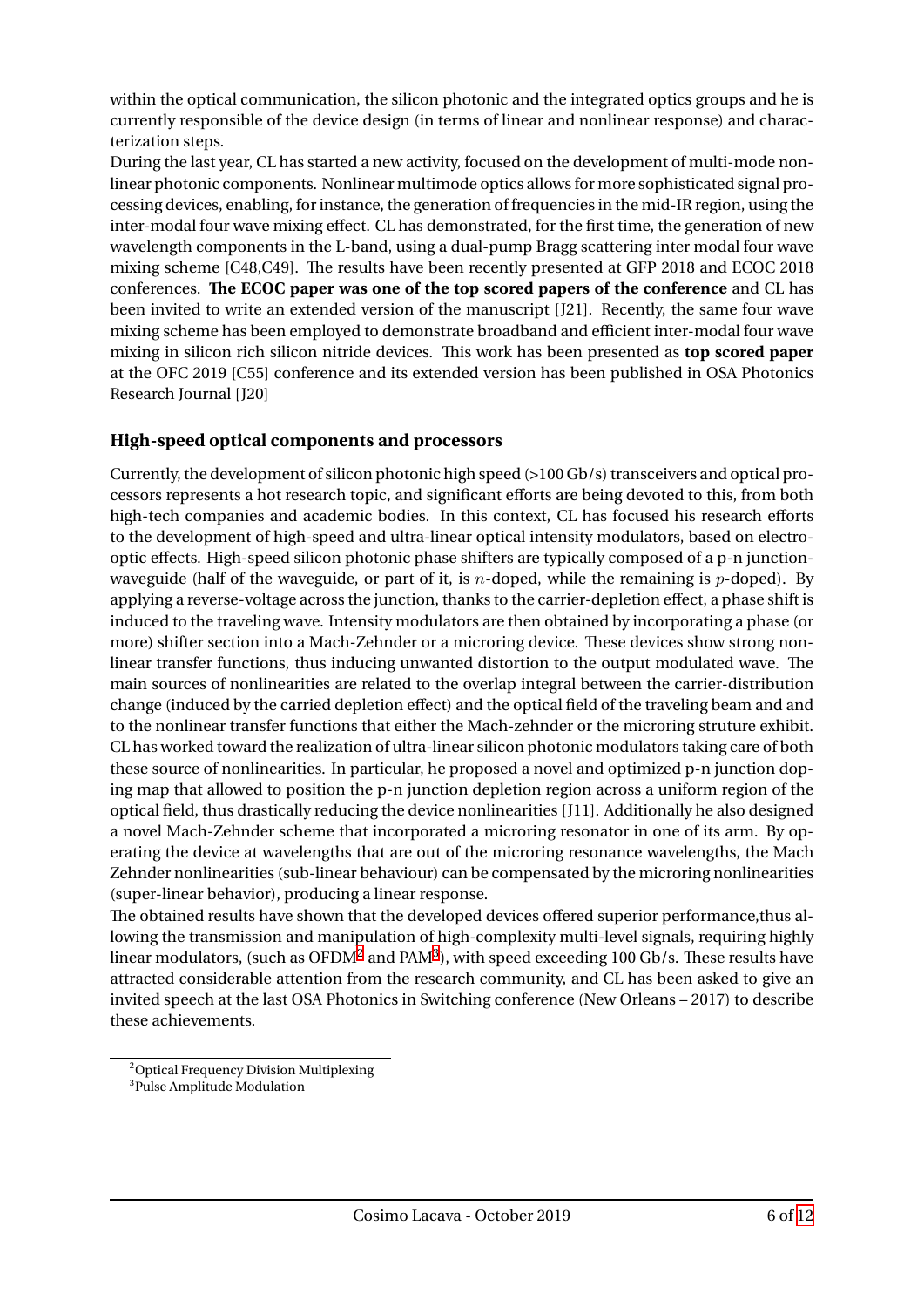within the optical communication, the silicon photonic and the integrated optics groups and he is currently responsible of the device design (in terms of linear and nonlinear response) and characterization steps.

During the last year, CL has started a new activity, focused on the development of multi-mode nonlinear photonic components. Nonlinear multimode optics allows for more sophisticated signal processing devices, enabling, for instance, the generation of frequencies in the mid-IR region, using the inter-modal four wave mixing effect. CL has demonstrated, for the first time, the generation of new wavelength components in the L-band, using a dual-pump Bragg scattering inter modal four wave mixing scheme [C48,C49]. The results have been recently presented at GFP 2018 and ECOC 2018 conferences. **The ECOC paper was one of the top scored papers of the conference** and CL has been invited to write an extended version of the manuscript [J21]. Recently, the same four wave mixing scheme has been employed to demonstrate broadband and efficient inter-modal four wave mixing in silicon rich silicon nitride devices. This work has been presented as **top scored paper** at the OFC 2019 [C55] conference and its extended version has been published in OSA Photonics Research Journal [J20]

### High-speed optical components and processors

Currently, the development of silicon photonic high speed (>100 Gb/s) transceivers and optical processors represents a hot research topic, and significant efforts are being devoted to this, from both high-tech companies and academic bodies. In this context, CL has focused his research efforts to the development of high-speed and ultra-linear optical intensity modulators, based on electro-optic effects. High-speed silicon photonic phase shifters are typically composed of a p-n junction-waveguide (half of the waveguide, or part of it, is $n$-doped, while the remaining is $p$-doped). By applying a reverse-voltage across the junction, thanks to the carrier-depletion effect, a phase shift is induced to the traveling wave. Intensity modulators are then obtained by incorporating a phase (or more) shifter section into a Mach-Zehnder or a microring device. These devices show strong nonlinear transfer functions, thus inducing unwanted distortion to the output modulated wave. The main sources of nonlinearities are related to the overlap integral between the carrier-distribution change (induced by the carried depletion effect) and the optical field of the traveling beam and and to the nonlinear transfer functions that either the Mach-zehnder or the microring struture exhibit. CL has worked toward the realization of ultra-linear silicon photonic modulators taking care of both these source of nonlinearities. In particular, he proposed a novel and optimized p-n junction doping map that allowed to position the p-n junction depletion region across a uniform region of the optical field, thus drastically reducing the device nonlinearities [J11]. Additionally he also designed a novel Mach-Zehnder scheme that incorporated a microring resonator in one of its arm. By operating the device at wavelengths that are out of the microring resonance wavelengths, the Mach Zehnder nonlinearities (sub-linear behaviour) can be compensated by the microring nonlinearities (super-linear behavior), producing a linear response.

The obtained results have shown that the developed devices offered superior performance,thus allowing the transmission and manipulation of high-complexity multi-level signals, requiring highly linear modulators, (such as OFDM[2] and PAM[3]), with speed exceeding 100 Gb/s. These results have attracted considerable attention from the research community, and CL has been asked to give an invited speech at the last OSA Photonics in Switching conference (New Orleans – 2017) to describe these achievements.

[2] Optical Frequency Division Multiplexing

[3] Pulse Amplitude Modulation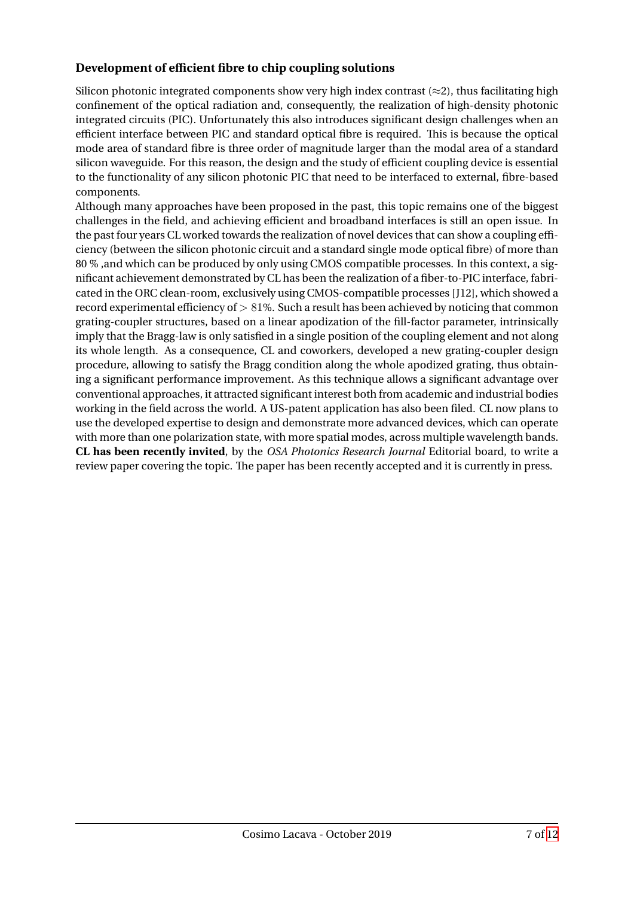**Development of efficient fibre to chip coupling solutions**

Silicon photonic integrated components show very high index contrast ($\approx$2), thus facilitating high confinement of the optical radiation and, consequently, the realization of high-density photonic integrated circuits (PIC). Unfortunately this also introduces significant design challenges when an efficient interface between PIC and standard optical fibre is required. This is because the optical mode area of standard fibre is three order of magnitude larger than the modal area of a standard silicon waveguide. For this reason, the design and the study of efficient coupling device is essential to the functionality of any silicon photonic PIC that need to be interfaced to external, fibre-based components.

Although many approaches have been proposed in the past, this topic remains one of the biggest challenges in the field, and achieving efficient and broadband interfaces is still an open issue. In the past four years CL worked towards the realization of novel devices that can show a coupling efficiency (between the silicon photonic circuit and a standard single mode optical fibre) of more than 80 % ,and which can be produced by only using CMOS compatible processes. In this context, a significant achievement demonstrated by CL has been the realization of a fiber-to-PIC interface, fabricated in the ORC clean-room, exclusively using CMOS-compatible processes [J12], which showed a record experimental efficiency of $> 81\%$. Such a result has been achieved by noticing that common grating-coupler structures, based on a linear apodization of the fill-factor parameter, intrinsically imply that the Bragg-law is only satisfied in a single position of the coupling element and not along its whole length. As a consequence, CL and coworkers, developed a new grating-coupler design procedure, allowing to satisfy the Bragg condition along the whole apodized grating, thus obtaining a significant performance improvement. As this technique allows a significant advantage over conventional approaches, it attracted significant interest both from academic and industrial bodies working in the field across the world. A US-patent application has also been filed. CL now plans to use the developed expertise to design and demonstrate more advanced devices, which can operate with more than one polarization state, with more spatial modes, across multiple wavelength bands. **CL has been recently invited**, by the *OSA Photonics Research Journal* Editorial board, to write a review paper covering the topic. The paper has been recently accepted and it is currently in press.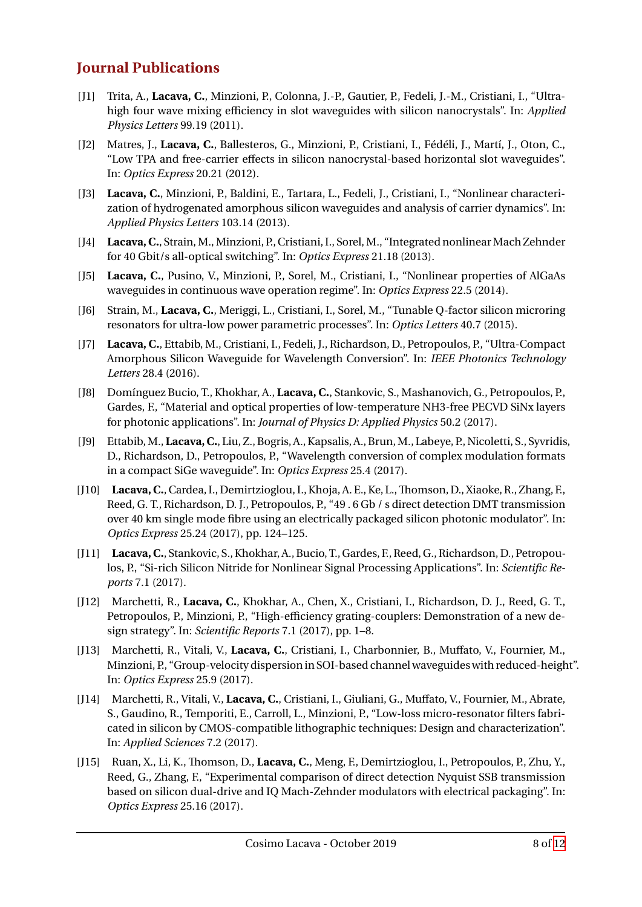## Journal Publications

[J1] Trita, A., **Lacava, C.**, Minzioni, P., Colonna, J.-P., Gautier, P., Fedeli, J.-M., Cristiani, I., "Ultra-high four wave mixing efficiency in slot waveguides with silicon nanocrystals". In: *Applied Physics Letters* 99.19 (2011).

[J2] Matres, J., **Lacava, C.**, Ballesteros, G., Minzioni, P., Cristiani, I., Fédéli, J., Martí, J., Oton, C., "Low TPA and free-carrier effects in silicon nanocrystal-based horizontal slot waveguides". In: *Optics Express* 20.21 (2012).

[J3] **Lacava, C.**, Minzioni, P., Baldini, E., Tartara, L., Fedeli, J., Cristiani, I., "Nonlinear characterization of hydrogenated amorphous silicon waveguides and analysis of carrier dynamics". In: *Applied Physics Letters* 103.14 (2013).

[J4] **Lacava, C.**, Strain, M., Minzioni, P., Cristiani, I., Sorel, M., "Integrated nonlinear Mach Zehnder for 40 Gbit/s all-optical switching". In: *Optics Express* 21.18 (2013).

[J5] **Lacava, C.**, Pusino, V., Minzioni, P., Sorel, M., Cristiani, I., "Nonlinear properties of AlGaAs waveguides in continuous wave operation regime". In: *Optics Express* 22.5 (2014).

[J6] Strain, M., **Lacava, C.**, Meriggi, L., Cristiani, I., Sorel, M., "Tunable Q-factor silicon microring resonators for ultra-low power parametric processes". In: *Optics Letters* 40.7 (2015).

[J7] **Lacava, C.**, Ettabib, M., Cristiani, I., Fedeli, J., Richardson, D., Petropoulos, P., "Ultra-Compact Amorphous Silicon Waveguide for Wavelength Conversion". In: *IEEE Photonics Technology Letters* 28.4 (2016).

[J8] Domínguez Bucio, T., Khokhar, A., **Lacava, C.**, Stankovic, S., Mashanovich, G., Petropoulos, P., Gardes, F., "Material and optical properties of low-temperature NH3-free PECVD SiNx layers for photonic applications". In: *Journal of Physics D: Applied Physics* 50.2 (2017).

[J9] Ettabib, M., **Lacava, C.**, Liu, Z., Bogris, A., Kapsalis, A., Brun, M., Labeye, P., Nicoletti, S., Syvridis, D., Richardson, D., Petropoulos, P., "Wavelength conversion of complex modulation formats in a compact SiGe waveguide". In: *Optics Express* 25.4 (2017).

[J10] **Lacava, C.**, Cardea, I., Demirtzioglou, I., Khoja, A. E., Ke, L., Thomson, D., Xiaoke, R., Zhang, F., Reed, G. T., Richardson, D. J., Petropoulos, P., "49 . 6 Gb / s direct detection DMT transmission over 40 km single mode fibre using an electrically packaged silicon photonic modulator". In: *Optics Express* 25.24 (2017), pp. 124–125.

[J11] **Lacava, C.**, Stankovic, S., Khokhar, A., Bucio, T., Gardes, F., Reed, G., Richardson, D., Petropoulos, P., "Si-rich Silicon Nitride for Nonlinear Signal Processing Applications". In: *Scientific Reports* 7.1 (2017).

[J12] Marchetti, R., **Lacava, C.**, Khokhar, A., Chen, X., Cristiani, I., Richardson, D. J., Reed, G. T., Petropoulos, P., Minzioni, P., "High-efficiency grating-couplers: Demonstration of a new design strategy". In: *Scientific Reports* 7.1 (2017), pp. 1–8.

[J13] Marchetti, R., Vitali, V., **Lacava, C.**, Cristiani, I., Charbonnier, B., Muffato, V., Fournier, M., Minzioni, P., "Group-velocity dispersion in SOI-based channel waveguides with reduced-height". In: *Optics Express* 25.9 (2017).

[J14] Marchetti, R., Vitali, V., **Lacava, C.**, Cristiani, I., Giuliani, G., Muffato, V., Fournier, M., Abrate, S., Gaudino, R., Temporiti, E., Carroll, L., Minzioni, P., "Low-loss micro-resonator filters fabricated in silicon by CMOS-compatible lithographic techniques: Design and characterization". In: *Applied Sciences* 7.2 (2017).

[J15] Ruan, X., Li, K., Thomson, D., **Lacava, C.**, Meng, F., Demirtzioglou, I., Petropoulos, P., Zhu, Y., Reed, G., Zhang, F., "Experimental comparison of direct detection Nyquist SSB transmission based on silicon dual-drive and IQ Mach-Zehnder modulators with electrical packaging". In: *Optics Express* 25.16 (2017).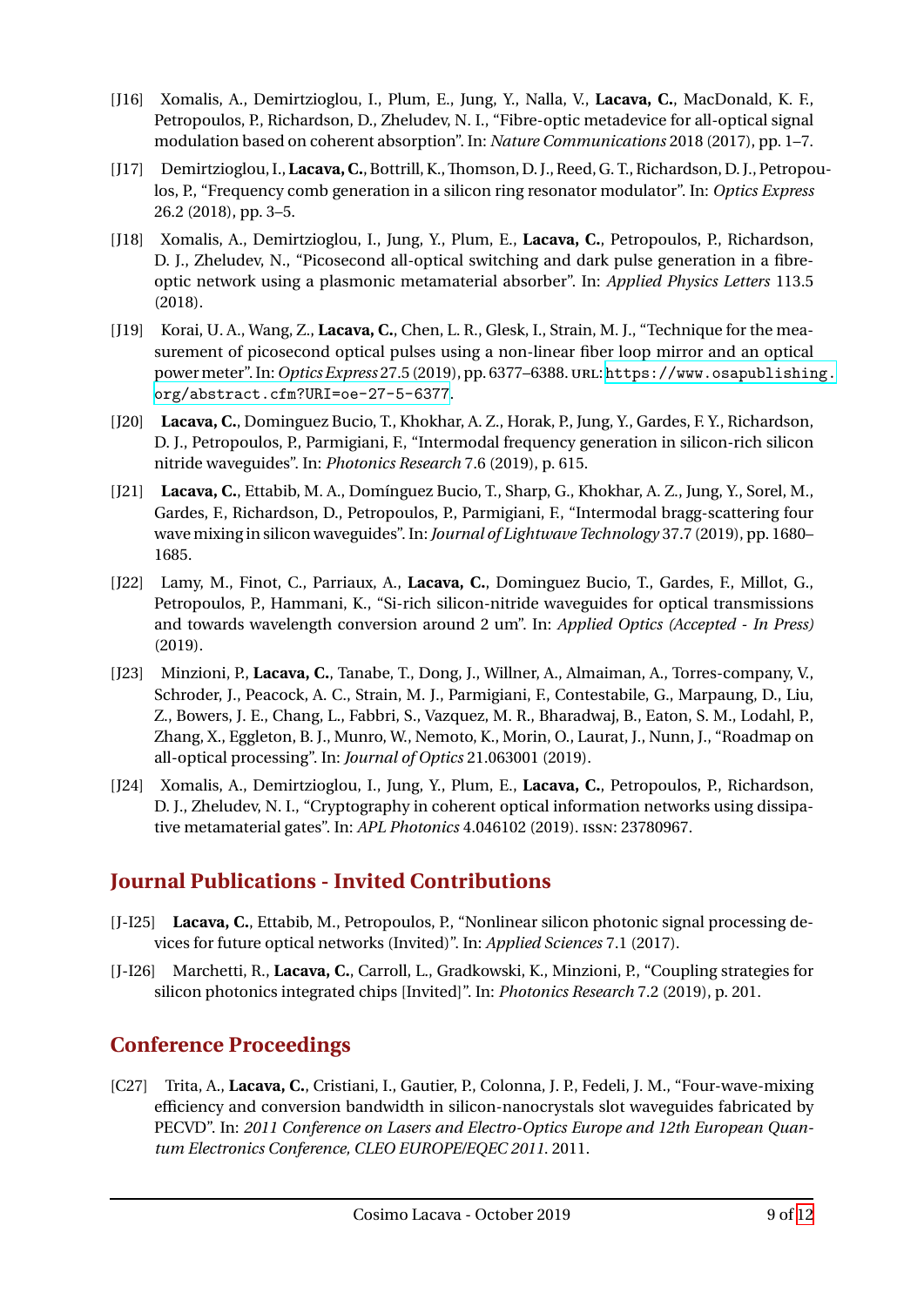[J16] Xomalis, A., Demirtzioglou, I., Plum, E., Jung, Y., Nalla, V., **Lacava, C.**, MacDonald, K. F., Petropoulos, P., Richardson, D., Zheludev, N. I., "Fibre-optic metadevice for all-optical signal modulation based on coherent absorption". In: *Nature Communications* 2018 (2017), pp. 1–7.

[J17] Demirtzioglou, I., **Lacava, C.**, Bottrill, K., Thomson, D. J., Reed, G. T., Richardson, D. J., Petropoulos, P., "Frequency comb generation in a silicon ring resonator modulator". In: *Optics Express* 26.2 (2018), pp. 3–5.

[J18] Xomalis, A., Demirtzioglou, I., Jung, Y., Plum, E., **Lacava, C.**, Petropoulos, P., Richardson, D. J., Zheludev, N., "Picosecond all-optical switching and dark pulse generation in a fibre-optic network using a plasmonic metamaterial absorber". In: *Applied Physics Letters* 113.5 (2018).

[J19] Korai, U. A., Wang, Z., **Lacava, C.**, Chen, L. R., Glesk, I., Strain, M. J., "Technique for the measurement of picosecond optical pulses using a non-linear fiber loop mirror and an optical power meter". In: *Optics Express* 27.5 (2019), pp. 6377–6388. URL: https://www.osapublishing.org/abstract.cfm?URI=oe-27-5-6377.

[J20] **Lacava, C.**, Dominguez Bucio, T., Khokhar, A. Z., Horak, P., Jung, Y., Gardes, F. Y., Richardson, D. J., Petropoulos, P., Parmigiani, F., "Intermodal frequency generation in silicon-rich silicon nitride waveguides". In: *Photonics Research* 7.6 (2019), p. 615.

[J21] **Lacava, C.**, Ettabib, M. A., Domínguez Bucio, T., Sharp, G., Khokhar, A. Z., Jung, Y., Sorel, M., Gardes, F., Richardson, D., Petropoulos, P., Parmigiani, F., "Intermodal bragg-scattering four wave mixing in silicon waveguides". In: *Journal of Lightwave Technology* 37.7 (2019), pp. 1680–1685.

[J22] Lamy, M., Finot, C., Parriaux, A., **Lacava, C.**, Dominguez Bucio, T., Gardes, F., Millot, G., Petropoulos, P., Hammani, K., "Si-rich silicon-nitride waveguides for optical transmissions and towards wavelength conversion around 2 um". In: *Applied Optics (Accepted - In Press)* (2019).

[J23] Minzioni, P., **Lacava, C.**, Tanabe, T., Dong, J., Willner, A., Almaiman, A., Torres-company, V., Schroder, J., Peacock, A. C., Strain, M. J., Parmigiani, F., Contestabile, G., Marpaung, D., Liu, Z., Bowers, J. E., Chang, L., Fabbri, S., Vazquez, M. R., Bharadwaj, B., Eaton, S. M., Lodahl, P., Zhang, X., Eggleton, B. J., Munro, W., Nemoto, K., Morin, O., Laurat, J., Nunn, J., "Roadmap on all-optical processing". In: *Journal of Optics* 21.063001 (2019).

[J24] Xomalis, A., Demirtzioglou, I., Jung, Y., Plum, E., **Lacava, C.**, Petropoulos, P., Richardson, D. J., Zheludev, N. I., "Cryptography in coherent optical information networks using dissipative metamaterial gates". In: *APL Photonics* 4.046102 (2019). ISSN: 23780967.

## Journal Publications - Invited Contributions

[J-I25] **Lacava, C.**, Ettabib, M., Petropoulos, P., "Nonlinear silicon photonic signal processing devices for future optical networks (Invited)". In: *Applied Sciences* 7.1 (2017).

[J-I26] Marchetti, R., **Lacava, C.**, Carroll, L., Gradkowski, K., Minzioni, P., "Coupling strategies for silicon photonics integrated chips [Invited]". In: *Photonics Research* 7.2 (2019), p. 201.

## Conference Proceedings

[C27] Trita, A., **Lacava, C.**, Cristiani, I., Gautier, P., Colonna, J. P., Fedeli, J. M., "Four-wave-mixing efficiency and conversion bandwidth in silicon-nanocrystals slot waveguides fabricated by PECVD". In: *2011 Conference on Lasers and Electro-Optics Europe and 12th European Quantum Electronics Conference, CLEO EUROPE/EQEC 2011*. 2011.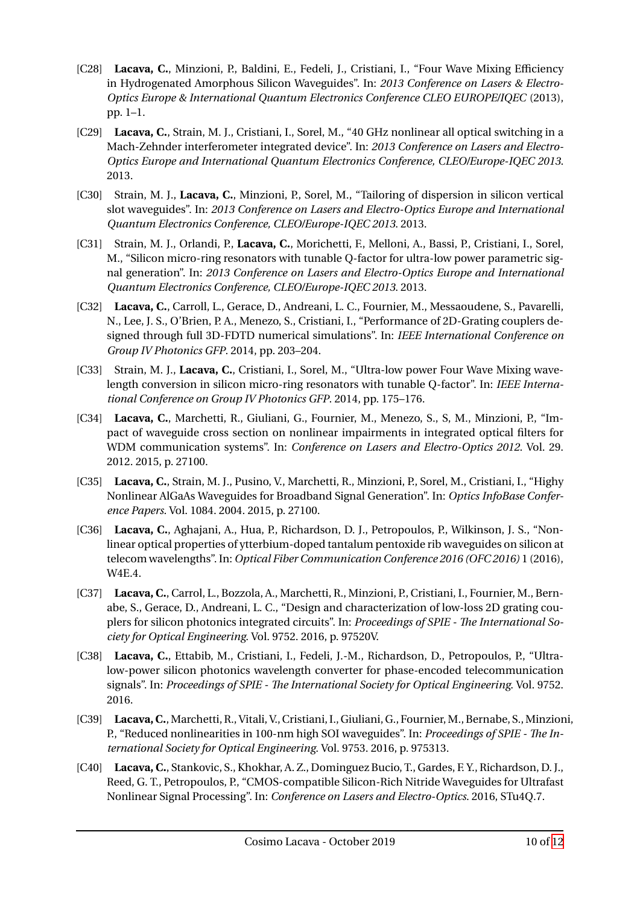[C28] **Lacava, C.**, Minzioni, P., Baldini, E., Fedeli, J., Cristiani, I., "Four Wave Mixing Efficiency in Hydrogenated Amorphous Silicon Waveguides". In: *2013 Conference on Lasers & Electro-Optics Europe & International Quantum Electronics Conference CLEO EUROPE/IQEC* (2013), pp. 1–1.

[C29] **Lacava, C.**, Strain, M. J., Cristiani, I., Sorel, M., "40 GHz nonlinear all optical switching in a Mach-Zehnder interferometer integrated device". In: *2013 Conference on Lasers and Electro-Optics Europe and International Quantum Electronics Conference, CLEO/Europe-IQEC 2013*. 2013.

[C30] Strain, M. J., **Lacava, C.**, Minzioni, P., Sorel, M., "Tailoring of dispersion in silicon vertical slot waveguides". In: *2013 Conference on Lasers and Electro-Optics Europe and International Quantum Electronics Conference, CLEO/Europe-IQEC 2013*. 2013.

[C31] Strain, M. J., Orlandi, P., **Lacava, C.**, Morichetti, F., Melloni, A., Bassi, P., Cristiani, I., Sorel, M., "Silicon micro-ring resonators with tunable Q-factor for ultra-low power parametric signal generation". In: *2013 Conference on Lasers and Electro-Optics Europe and International Quantum Electronics Conference, CLEO/Europe-IQEC 2013*. 2013.

[C32] **Lacava, C.**, Carroll, L., Gerace, D., Andreani, L. C., Fournier, M., Messaoudene, S., Pavarelli, N., Lee, J. S., O'Brien, P. A., Menezo, S., Cristiani, I., "Performance of 2D-Grating couplers designed through full 3D-FDTD numerical simulations". In: *IEEE International Conference on Group IV Photonics GFP*. 2014, pp. 203–204.

[C33] Strain, M. J., **Lacava, C.**, Cristiani, I., Sorel, M., "Ultra-low power Four Wave Mixing wavelength conversion in silicon micro-ring resonators with tunable Q-factor". In: *IEEE International Conference on Group IV Photonics GFP*. 2014, pp. 175–176.

[C34] **Lacava, C.**, Marchetti, R., Giuliani, G., Fournier, M., Menezo, S., S, M., Minzioni, P., "Impact of waveguide cross section on nonlinear impairments in integrated optical filters for WDM communication systems". In: *Conference on Lasers and Electro-Optics 2012*. Vol. 29. 2012. 2015, p. 27100.

[C35] **Lacava, C.**, Strain, M. J., Pusino, V., Marchetti, R., Minzioni, P., Sorel, M., Cristiani, I., "Highy Nonlinear AlGaAs Waveguides for Broadband Signal Generation". In: *Optics InfoBase Conference Papers*. Vol. 1084. 2004. 2015, p. 27100.

[C36] **Lacava, C.**, Aghajani, A., Hua, P., Richardson, D. J., Petropoulos, P., Wilkinson, J. S., "Nonlinear optical properties of ytterbium-doped tantalum pentoxide rib waveguides on silicon at telecom wavelengths". In: *Optical Fiber Communication Conference 2016 (OFC 2016)* 1 (2016), W4E.4.

[C37] **Lacava, C.**, Carrol, L., Bozzola, A., Marchetti, R., Minzioni, P., Cristiani, I., Fournier, M., Bernabe, S., Gerace, D., Andreani, L. C., "Design and characterization of low-loss 2D grating couplers for silicon photonics integrated circuits". In: *Proceedings of SPIE - The International Society for Optical Engineering*. Vol. 9752. 2016, p. 97520V.

[C38] **Lacava, C.**, Ettabib, M., Cristiani, I., Fedeli, J.-M., Richardson, D., Petropoulos, P., "Ultra-low-power silicon photonics wavelength converter for phase-encoded telecommunication signals". In: *Proceedings of SPIE - The International Society for Optical Engineering*. Vol. 9752. 2016.

[C39] **Lacava, C.**, Marchetti, R., Vitali, V., Cristiani, I., Giuliani, G., Fournier, M., Bernabe, S., Minzioni, P., "Reduced nonlinearities in 100-nm high SOI waveguides". In: *Proceedings of SPIE - The International Society for Optical Engineering*. Vol. 9753. 2016, p. 975313.

[C40] **Lacava, C.**, Stankovic, S., Khokhar, A. Z., Dominguez Bucio, T., Gardes, F. Y., Richardson, D. J., Reed, G. T., Petropoulos, P., "CMOS-compatible Silicon-Rich Nitride Waveguides for Ultrafast Nonlinear Signal Processing". In: *Conference on Lasers and Electro-Optics*. 2016, STu4Q.7.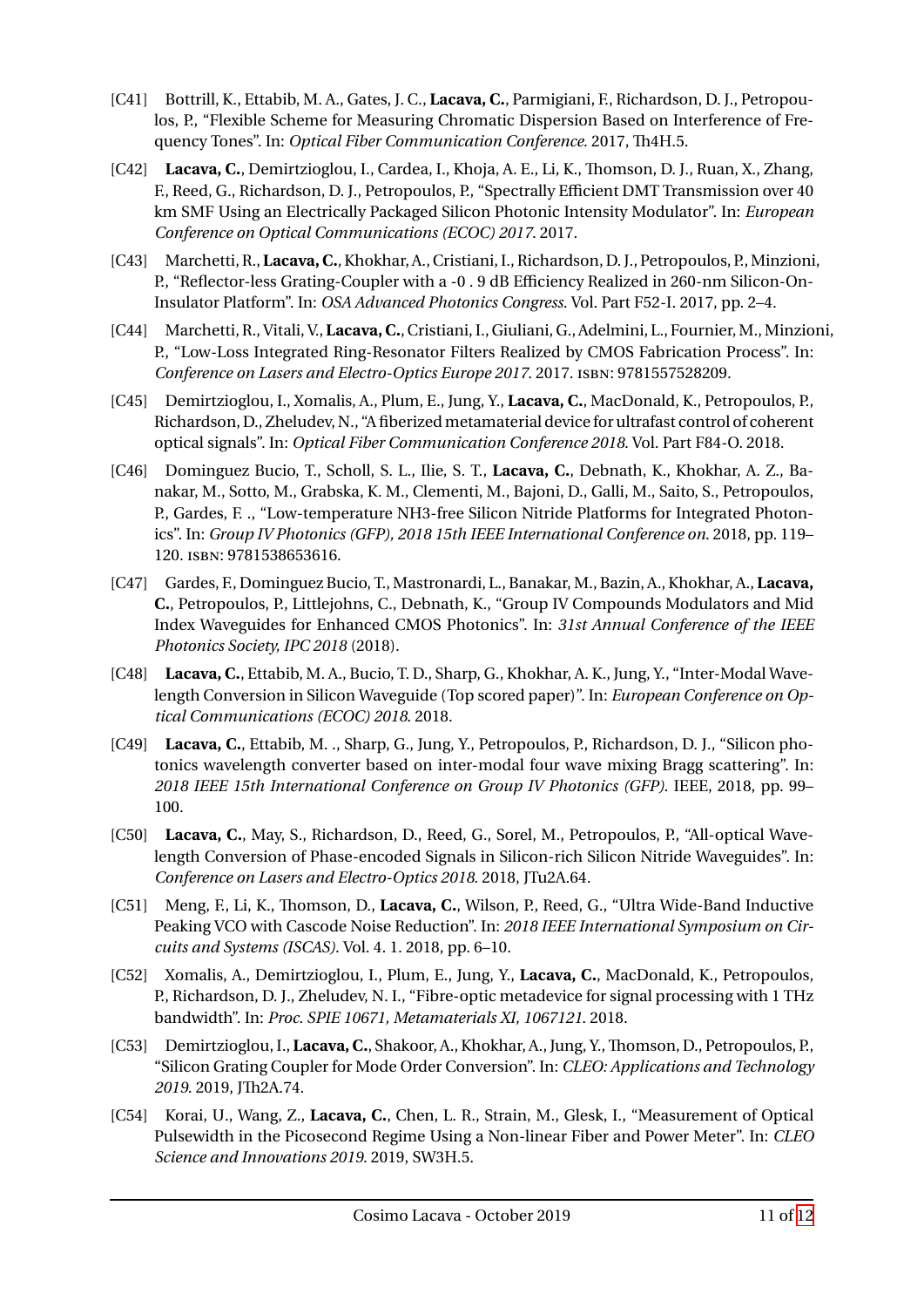[C41] Bottrill, K., Ettabib, M. A., Gates, J. C., **Lacava, C.**, Parmigiani, F., Richardson, D. J., Petropoulos, P., “Flexible Scheme for Measuring Chromatic Dispersion Based on Interference of Frequency Tones”. In: *Optical Fiber Communication Conference*. 2017, Th4H.5.

[C42] **Lacava, C.**, Demirtzioglou, I., Cardea, I., Khoja, A. E., Li, K., Thomson, D. J., Ruan, X., Zhang, F., Reed, G., Richardson, D. J., Petropoulos, P., “Spectrally Efficient DMT Transmission over 40 km SMF Using an Electrically Packaged Silicon Photonic Intensity Modulator”. In: *European Conference on Optical Communications (ECOC) 2017*. 2017.

[C43] Marchetti, R., **Lacava, C.**, Khokhar, A., Cristiani, I., Richardson, D. J., Petropoulos, P., Minzioni, P., “Reflector-less Grating-Coupler with a -0 . 9 dB Efficiency Realized in 260-nm Silicon-On-Insulator Platform”. In: *OSA Advanced Photonics Congress*. Vol. Part F52-I. 2017, pp. 2–4.

[C44] Marchetti, R., Vitali, V., **Lacava, C.**, Cristiani, I., Giuliani, G., Adelmini, L., Fournier, M., Minzioni, P., “Low-Loss Integrated Ring-Resonator Filters Realized by CMOS Fabrication Process”. In: *Conference on Lasers and Electro-Optics Europe 2017*. 2017. ISBN: 9781557528209.

[C45] Demirtzioglou, I., Xomalis, A., Plum, E., Jung, Y., **Lacava, C.**, MacDonald, K., Petropoulos, P., Richardson, D., Zheludev, N., “A fiberized metamaterial device for ultrafast control of coherent optical signals”. In: *Optical Fiber Communication Conference 2018*. Vol. Part F84-O. 2018.

[C46] Dominguez Bucio, T., Scholl, S. L., Ilie, S. T., **Lacava, C.**, Debnath, K., Khokhar, A. Z., Banakar, M., Sotto, M., Grabska, K. M., Clementi, M., Bajoni, D., Galli, M., Saito, S., Petropoulos, P., Gardes, F. ., “Low-temperature NH3-free Silicon Nitride Platforms for Integrated Photonics”. In: *Group IV Photonics (GFP), 2018 15th IEEE International Conference on*. 2018, pp. 119–120. ISBN: 9781538653616.

[C47] Gardes, F., Dominguez Bucio, T., Mastronardi, L., Banakar, M., Bazin, A., Khokhar, A., **Lacava, C.**, Petropoulos, P., Littlejohns, C., Debnath, K., “Group IV Compounds Modulators and Mid Index Waveguides for Enhanced CMOS Photonics”. In: *31st Annual Conference of the IEEE Photonics Society, IPC 2018* (2018).

[C48] **Lacava, C.**, Ettabib, M. A., Bucio, T. D., Sharp, G., Khokhar, A. K., Jung, Y., “Inter-Modal Wavelength Conversion in Silicon Waveguide (Top scored paper)”. In: *European Conference on Optical Communications (ECOC) 2018*. 2018.

[C49] **Lacava, C.**, Ettabib, M. ., Sharp, G., Jung, Y., Petropoulos, P., Richardson, D. J., “Silicon photonics wavelength converter based on inter-modal four wave mixing Bragg scattering”. In: *2018 IEEE 15th International Conference on Group IV Photonics (GFP)*. IEEE, 2018, pp. 99–100.

[C50] **Lacava, C.**, May, S., Richardson, D., Reed, G., Sorel, M., Petropoulos, P., “All-optical Wavelength Conversion of Phase-encoded Signals in Silicon-rich Silicon Nitride Waveguides”. In: *Conference on Lasers and Electro-Optics 2018*. 2018, JTu2A.64.

[C51] Meng, F., Li, K., Thomson, D., **Lacava, C.**, Wilson, P., Reed, G., “Ultra Wide-Band Inductive Peaking VCO with Cascode Noise Reduction”. In: *2018 IEEE International Symposium on Circuits and Systems (ISCAS)*. Vol. 4. 1. 2018, pp. 6–10.

[C52] Xomalis, A., Demirtzioglou, I., Plum, E., Jung, Y., **Lacava, C.**, MacDonald, K., Petropoulos, P., Richardson, D. J., Zheludev, N. I., “Fibre-optic metadevice for signal processing with 1 THz bandwidth”. In: *Proc. SPIE 10671, Metamaterials XI, 1067121*. 2018.

[C53] Demirtzioglou, I., **Lacava, C.**, Shakoor, A., Khokhar, A., Jung, Y., Thomson, D., Petropoulos, P., “Silicon Grating Coupler for Mode Order Conversion”. In: *CLEO: Applications and Technology 2019*. 2019, JTh2A.74.

[C54] Korai, U., Wang, Z., **Lacava, C.**, Chen, L. R., Strain, M., Glesk, I., “Measurement of Optical Pulsewidth in the Picosecond Regime Using a Non-linear Fiber and Power Meter”. In: *CLEO Science and Innovations 2019*. 2019, SW3H.5.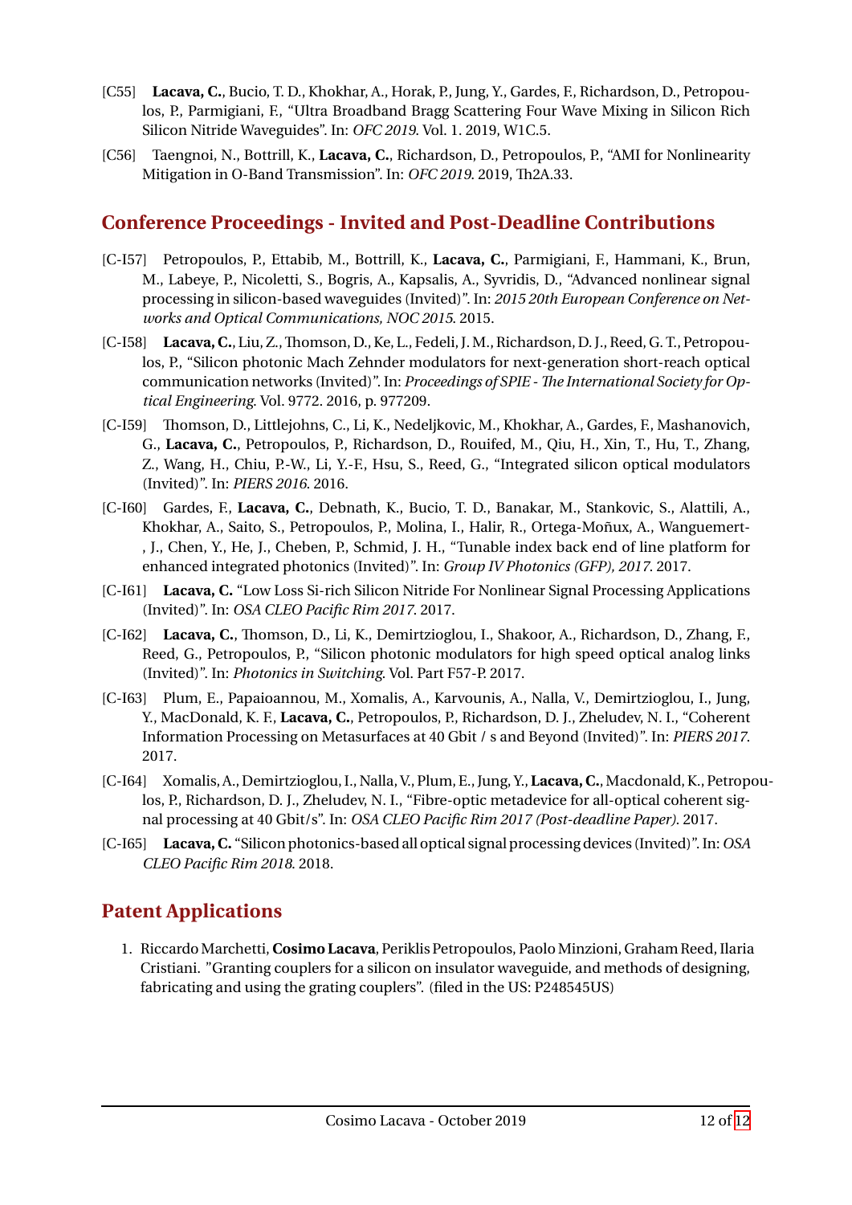[C55] **Lacava, C.**, Bucio, T. D., Khokhar, A., Horak, P., Jung, Y., Gardes, F., Richardson, D., Petropoulos, P., Parmigiani, F., "Ultra Broadband Bragg Scattering Four Wave Mixing in Silicon Rich Silicon Nitride Waveguides". In: *OFC 2019*. Vol. 1. 2019, W1C.5.

[C56] Taengnoi, N., Bottrill, K., **Lacava, C.**, Richardson, D., Petropoulos, P., "AMI for Nonlinearity Mitigation in O-Band Transmission". In: *OFC 2019*. 2019, Th2A.33.

## Conference Proceedings - Invited and Post-Deadline Contributions

[C-I57] Petropoulos, P., Ettabib, M., Bottrill, K., **Lacava, C.**, Parmigiani, F., Hammani, K., Brun, M., Labeye, P., Nicoletti, S., Bogris, A., Kapsalis, A., Syvridis, D., "Advanced nonlinear signal processing in silicon-based waveguides (Invited)". In: *2015 20th European Conference on Networks and Optical Communications, NOC 2015*. 2015.

[C-I58] **Lacava, C.**, Liu, Z., Thomson, D., Ke, L., Fedeli, J. M., Richardson, D. J., Reed, G. T., Petropoulos, P., "Silicon photonic Mach Zehnder modulators for next-generation short-reach optical communication networks (Invited)". In: *Proceedings of SPIE - The International Society for Optical Engineering*. Vol. 9772. 2016, p. 977209.

[C-I59] Thomson, D., Littlejohns, C., Li, K., Nedeljkovic, M., Khokhar, A., Gardes, F., Mashanovich, G., **Lacava, C.**, Petropoulos, P., Richardson, D., Rouifed, M., Qiu, H., Xin, T., Hu, T., Zhang, Z., Wang, H., Chiu, P.-W., Li, Y.-F., Hsu, S., Reed, G., "Integrated silicon optical modulators (Invited)". In: *PIERS 2016*. 2016.

[C-I60] Gardes, F., **Lacava, C.**, Debnath, K., Bucio, T. D., Banakar, M., Stankovic, S., Alattili, A., Khokhar, A., Saito, S., Petropoulos, P., Molina, I., Halir, R., Ortega-Moñux, A., Wanguemert-, J., Chen, Y., He, J., Cheben, P., Schmid, J. H., "Tunable index back end of line platform for enhanced integrated photonics (Invited)". In: *Group IV Photonics (GFP), 2017*. 2017.

[C-I61] **Lacava, C.** "Low Loss Si-rich Silicon Nitride For Nonlinear Signal Processing Applications (Invited)". In: *OSA CLEO Pacific Rim 2017*. 2017.

[C-I62] **Lacava, C.**, Thomson, D., Li, K., Demirtzioglou, I., Shakoor, A., Richardson, D., Zhang, F., Reed, G., Petropoulos, P., "Silicon photonic modulators for high speed optical analog links (Invited)". In: *Photonics in Switching*. Vol. Part F57-P. 2017.

[C-I63] Plum, E., Papaioannou, M., Xomalis, A., Karvounis, A., Nalla, V., Demirtzioglou, I., Jung, Y., MacDonald, K. F., **Lacava, C.**, Petropoulos, P., Richardson, D. J., Zheludev, N. I., "Coherent Information Processing on Metasurfaces at 40 Gbit / s and Beyond (Invited)". In: *PIERS 2017*. 2017.

[C-I64] Xomalis, A., Demirtzioglou, I., Nalla, V., Plum, E., Jung, Y., **Lacava, C.**, Macdonald, K., Petropoulos, P., Richardson, D. J., Zheludev, N. I., "Fibre-optic metadevice for all-optical coherent signal processing at 40 Gbit/s". In: *OSA CLEO Pacific Rim 2017 (Post-deadline Paper)*. 2017.

[C-I65] **Lacava, C.** "Silicon photonics-based all optical signal processing devices (Invited)". In: *OSA CLEO Pacific Rim 2018*. 2018.

## Patent Applications

1. Riccardo Marchetti, **Cosimo Lacava**, Periklis Petropoulos, Paolo Minzioni, Graham Reed, Ilaria Cristiani. "Granting couplers for a silicon on insulator waveguide, and methods of designing, fabricating and using the grating couplers". (filed in the US: P248545US)